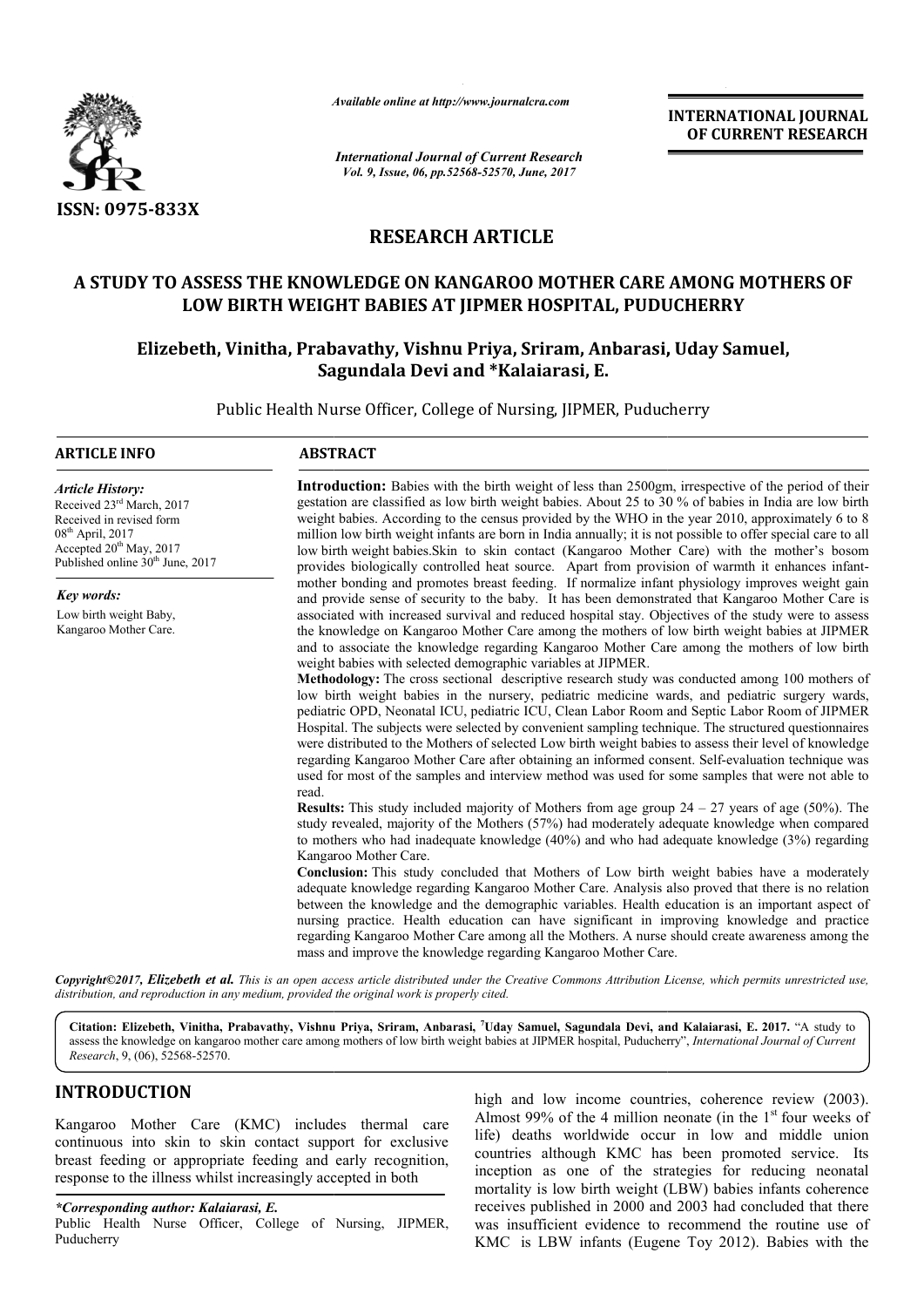# RESEARCH ARTICLE

## A STUDY TO ASSESS THE KNOWLEDGE ON KANGAROO MOTHER CARE AMONG MOTHERS OF LOW BIRTH WEIGHT BABIES AT JIPMER HOSPITAL, PUDUCHERRY

**Elizebeth, Vinitha, Prabavathy, Vishnu Priya, Sriram, Anbarasi, Uday Samuel, Sagundala Devi and \*Kalaiarasi, E.**

Public Health Nurse Officer, College of Nursing, JIPMER, Puducherry

**ARTICLE INFO**

*Article History:*

Received 23rd March, 2017
Received in revised form 08th April, 2017
Accepted 20th May, 2017
Published online 30th June, 2017

*Key words:*

Low birth weight Baby, Kangaroo Mother Care.

**ABSTRACT**

**Introduction:** Babies with the birth weight of less than 2500gm, irrespective of the period of their gestation are classified as low birth weight babies. About 25 to 30 % of babies in India are low birth weight babies. According to the census provided by the WHO in the year 2010, approximately 6 to 8 million low birth weight infants are born in India annually; it is not possible to offer special care to all low birth weight babies.Skin to skin contact (Kangaroo Mother Care) with the mother's bosom provides biologically controlled heat source. Apart from provision of warmth it enhances infant-mother bonding and promotes breast feeding. If normalize infant physiology improves weight gain and provide sense of security to the baby. It has been demonstrated that Kangaroo Mother Care is associated with increased survival and reduced hospital stay. Objectives of the study were to assess the knowledge on Kangaroo Mother Care among the mothers of low birth weight babies at JIPMER and to associate the knowledge regarding Kangaroo Mother Care among the mothers of low birth weight babies with selected demographic variables at JIPMER.

**Methodology:** The cross sectional descriptive research study was conducted among 100 mothers of low birth weight babies in the nursery, pediatric medicine wards, and pediatric surgery wards, pediatric OPD, Neonatal ICU, pediatric ICU, Clean Labor Room and Septic Labor Room of JIPMER Hospital. The subjects were selected by convenient sampling technique. The structured questionnaires were distributed to the Mothers of selected Low birth weight babies to assess their level of knowledge regarding Kangaroo Mother Care after obtaining an informed consent. Self-evaluation technique was used for most of the samples and interview method was used for some samples that were not able to read.

**Results:** This study included majority of Mothers from age group 24 – 27 years of age (50%). The study revealed, majority of the Mothers (57%) had moderately adequate knowledge when compared to mothers who had inadequate knowledge (40%) and who had adequate knowledge (3%) regarding Kangaroo Mother Care.

**Conclusion:** This study concluded that Mothers of Low birth weight babies have a moderately adequate knowledge regarding Kangaroo Mother Care. Analysis also proved that there is no relation between the knowledge and the demographic variables. Health education is an important aspect of nursing practice. Health education can have significant in improving knowledge and practice regarding Kangaroo Mother Care among all the Mothers. A nurse should create awareness among the mass and improve the knowledge regarding Kangaroo Mother Care.

*Copyright©2017, Elizebeth et al. This is an open access article distributed under the Creative Commons Attribution License, which permits unrestricted use, distribution, and reproduction in any medium, provided the original work is properly cited.*

**Citation: Elizebeth, Vinitha, Prabavathy, Vishnu Priya, Sriram, Anbarasi, [7]Uday Samuel, Sagundala Devi, and Kalaiarasi, E. 2017.** "A study to assess the knowledge on kangaroo mother care among mothers of low birth weight babies at JIPMER hospital, Puducherry", *International Journal of Current Research*, 9, (06), 52568-52570.

## INTRODUCTION

Kangaroo Mother Care (KMC) includes thermal care continuous into skin to skin contact support for exclusive breast feeding or appropriate feeding and early recognition, response to the illness whilst increasingly accepted in both high and low income countries, coherence review (2003). Almost 99% of the 4 million neonate (in the 1st four weeks of life) deaths worldwide occur in low and middle union countries although KMC has been promoted service. Its inception as one of the strategies for reducing neonatal mortality is low birth weight (LBW) babies infants coherence receives published in 2000 and 2003 had concluded that there was insufficient evidence to recommend the routine use of KMC is LBW infants (Eugene Toy 2012). Babies with the

*\*Corresponding author: Kalaiarasi, E.*
Public Health Nurse Officer, College of Nursing, JIPMER, Puducherry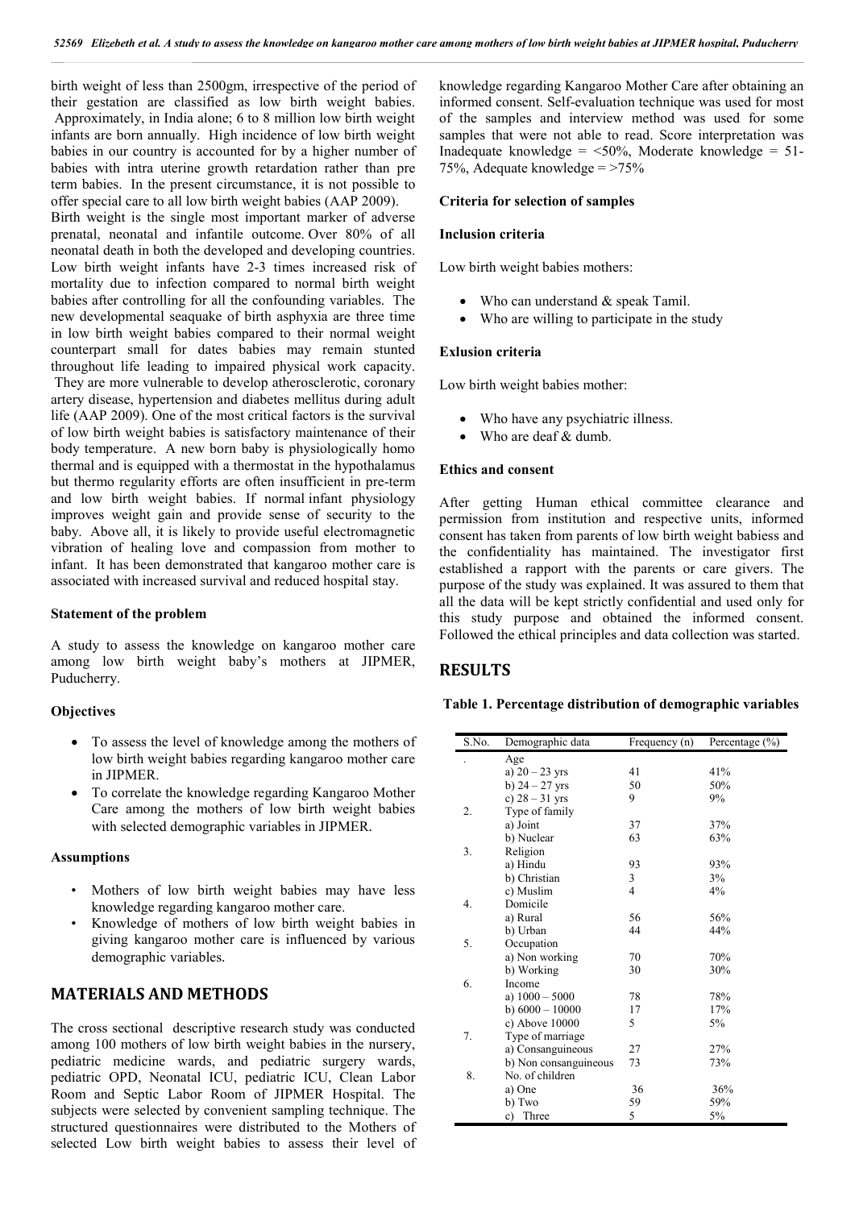birth weight of less than 2500gm, irrespective of the period of their gestation are classified as low birth weight babies. Approximately, in India alone; 6 to 8 million low birth weight infants are born annually. High incidence of low birth weight babies in our country is accounted for by a higher number of babies with intra uterine growth retardation rather than pre term babies. In the present circumstance, it is not possible to offer special care to all low birth weight babies (AAP 2009).
Birth weight is the single most important marker of adverse prenatal, neonatal and infantile outcome. Over 80% of all neonatal death in both the developed and developing countries. Low birth weight infants have 2-3 times increased risk of mortality due to infection compared to normal birth weight babies after controlling for all the confounding variables. The new developmental seaquake of birth asphyxia are three time in low birth weight babies compared to their normal weight counterpart small for dates babies may remain stunted throughout life leading to impaired physical work capacity. They are more vulnerable to develop atherosclerotic, coronary artery disease, hypertension and diabetes mellitus during adult life (AAP 2009). One of the most critical factors is the survival of low birth weight babies is satisfactory maintenance of their body temperature. A new born baby is physiologically homo thermal and is equipped with a thermostat in the hypothalamus but thermo regularity efforts are often insufficient in pre-term and low birth weight babies. If normal infant physiology improves weight gain and provide sense of security to the baby. Above all, it is likely to provide useful electromagnetic vibration of healing love and compassion from mother to infant. It has been demonstrated that kangaroo mother care is associated with increased survival and reduced hospital stay.

### Statement of the problem

A study to assess the knowledge on kangaroo mother care among low birth weight baby's mothers at JIPMER, Puducherry.

### Objectives

- To assess the level of knowledge among the mothers of low birth weight babies regarding kangaroo mother care in JIPMER.
- To correlate the knowledge regarding Kangaroo Mother Care among the mothers of low birth weight babies with selected demographic variables in JIPMER.

### Assumptions

- Mothers of low birth weight babies may have less knowledge regarding kangaroo mother care.
- Knowledge of mothers of low birth weight babies in giving kangaroo mother care is influenced by various demographic variables.

## MATERIALS AND METHODS

The cross sectional descriptive research study was conducted among 100 mothers of low birth weight babies in the nursery, pediatric medicine wards, and pediatric surgery wards, pediatric OPD, Neonatal ICU, pediatric ICU, Clean Labor Room and Septic Labor Room of JIPMER Hospital. The subjects were selected by convenient sampling technique. The structured questionnaires were distributed to the Mothers of selected Low birth weight babies to assess their level of knowledge regarding Kangaroo Mother Care after obtaining an informed consent. Self-evaluation technique was used for most of the samples and interview method was used for some samples that were not able to read. Score interpretation was Inadequate knowledge = <50%, Moderate knowledge = 51-75%, Adequate knowledge = >75%

### Criteria for selection of samples

### Inclusion criteria

Low birth weight babies mothers:

- Who can understand & speak Tamil.
- Who are willing to participate in the study

### Exlusion criteria

Low birth weight babies mother:

- Who have any psychiatric illness.
- Who are deaf & dumb.

### Ethics and consent

After getting Human ethical committee clearance and permission from institution and respective units, informed consent has taken from parents of low birth weight babiess and the confidentiality has maintained. The investigator first established a rapport with the parents or care givers. The purpose of the study was explained. It was assured to them that all the data will be kept strictly confidential and used only for this study purpose and obtained the informed consent. Followed the ethical principles and data collection was started.

## RESULTS

**Table 1. Percentage distribution of demographic variables**

| S.No. | Demographic data | Frequency (n) | Percentage (%) |
|---|---|---|---|
| . | Age | | |
| | a) 20 – 23 yrs | 41 | 41% |
| | b) 24 – 27 yrs | 50 | 50% |
| | c) 28 – 31 yrs | 9 | 9% |
| 2. | Type of family | | |
| | a) Joint | 37 | 37% |
| | b) Nuclear | 63 | 63% |
| 3. | Religion | | |
| | a) Hindu | 93 | 93% |
| | b) Christian | 3 | 3% |
| | c) Muslim | 4 | 4% |
| 4. | Domicile | | |
| | a) Rural | 56 | 56% |
| | b) Urban | 44 | 44% |
| 5. | Occupation | | |
| | a) Non working | 70 | 70% |
| | b) Working | 30 | 30% |
| 6. | Income | | |
| | a) 1000 – 5000 | 78 | 78% |
| | b) 6000 – 10000 | 17 | 17% |
| | c) Above 10000 | 5 | 5% |
| 7. | Type of marriage | | |
| | a) Consanguineous | 27 | 27% |
| | b) Non consanguineous | 73 | 73% |
| 8. | No. of children | | |
| | a) One | 36 | 36% |
| | b) Two | 59 | 59% |
| | c) Three | 5 | 5% |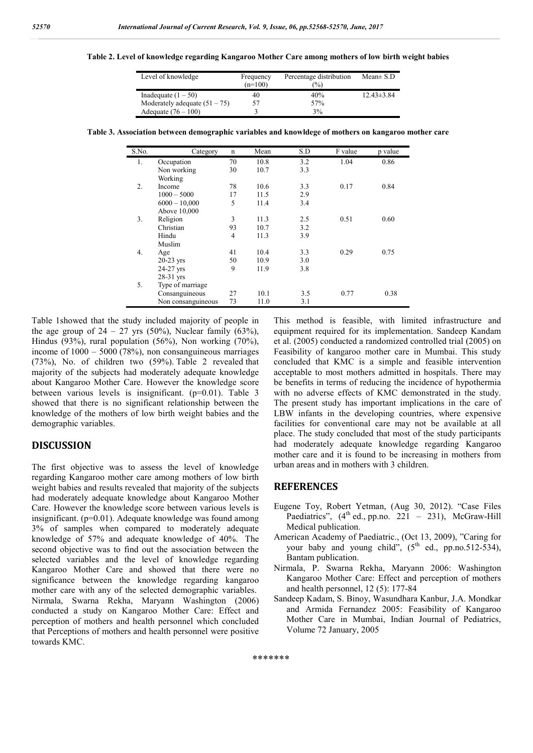**Table 2. Level of knowledge regarding Kangaroo Mother Care among mothers of low birth weight babies**

| Level of knowledge | Frequency (n=100) | Percentage distribution (%) | Mean± S.D |
|---|---|---|---|
| Inadequate (1 – 50) | 40 | 40% | 12.43±3.84 |
| Moderately adequate (51 – 75) | 57 | 57% | |
| Adequate (76 – 100) | 3 | 3% | |

**Table 3. Association between demographic variables and knowldege of mothers on kangaroo mother care**

| S.No. | Category | n | Mean | S.D | F value | p value |
|---|---|---|---|---|---|---|
| 1. | Occupation | 70 | 10.8 | 3.2 | 1.04 | 0.86 |
| | Non working | 30 | 10.7 | 3.3 | | |
| | Working | | | | | |
| 2. | Income | 78 | 10.6 | 3.3 | 0.17 | 0.84 |
| | 1000 – 5000 | 17 | 11.5 | 2.9 | | |
| | 6000 – 10,000 | 5 | 11.4 | 3.4 | | |
| | Above 10,000 | | | | | |
| 3. | Religion | 3 | 11.3 | 2.5 | 0.51 | 0.60 |
| | Christian | 93 | 10.7 | 3.2 | | |
| | Hindu | 4 | 11.3 | 3.9 | | |
| | Muslim | | | | | |
| 4. | Age | 41 | 10.4 | 3.3 | 0.29 | 0.75 |
| | 20-23 yrs | 50 | 10.9 | 3.0 | | |
| | 24-27 yrs | 9 | 11.9 | 3.8 | | |
| | 28-31 yrs | | | | | |
| 5. | Type of marriage | | | | | |
| | Consanguineous | 27 | 10.1 | 3.5 | 0.77 | 0.38 |
| | Non consanguineous | 73 | 11.0 | 3.1 | | |

Table 1showed that the study included majority of people in the age group of 24 – 27 yrs (50%), Nuclear family (63%), Hindus (93%), rural population (56%), Non working (70%), income of 1000 – 5000 (78%), non consanguineous marriages (73%), No. of children two (59%). Table 2 revealed that majority of the subjects had moderately adequate knowledge about Kangaroo Mother Care. However the knowledge score between various levels is insignificant. (p=0.01). Table 3 showed that there is no significant relationship between the knowledge of the mothers of low birth weight babies and the demographic variables.

## DISCUSSION

The first objective was to assess the level of knowledge regarding Kangaroo mother care among mothers of low birth weight babies and results revealed that majority of the subjects had moderately adequate knowledge about Kangaroo Mother Care. However the knowledge score between various levels is insignificant. (p=0.01). Adequate knowledge was found among 3% of samples when compared to moderately adequate knowledge of 57% and adequate knowledge of 40%. The second objective was to find out the association between the selected variables and the level of knowledge regarding Kangaroo Mother Care and showed that there were no significance between the knowledge regarding kangaroo mother care with any of the selected demographic variables. Nirmala, Swarna Rekha, Maryann Washington (2006) conducted a study on Kangaroo Mother Care: Effect and perception of mothers and health personnel which concluded that Perceptions of mothers and health personnel were positive towards KMC.

This method is feasible, with limited infrastructure and equipment required for its implementation. Sandeep Kandam et al. (2005) conducted a randomized controlled trial (2005) on Feasibility of kangaroo mother care in Mumbai. This study concluded that KMC is a simple and feasible intervention acceptable to most mothers admitted in hospitals. There may be benefits in terms of reducing the incidence of hypothermia with no adverse effects of KMC demonstrated in the study. The present study has important implications in the care of LBW infants in the developing countries, where expensive facilities for conventional care may not be available at all place. The study concluded that most of the study participants had moderately adequate knowledge regarding Kangaroo mother care and it is found to be increasing in mothers from urban areas and in mothers with 3 children.

## REFERENCES

Eugene Toy, Robert Yetman, (Aug 30, 2012). "Case Files Paediatrics", (4th ed., pp.no. 221 – 231), McGraw-Hill Medical publication.

American Academy of Paediatric., (Oct 13, 2009), "Caring for your baby and young child", (5th ed., pp.no.512-534), Bantam publication.

Nirmala, P. Swarna Rekha, Maryann 2006: Washington Kangaroo Mother Care: Effect and perception of mothers and health personnel, 12 (5): 177-84

Sandeep Kadam, S. Binoy, Wasundhara Kanbur, J.A. Mondkar and Armida Fernandez 2005: Feasibility of Kangaroo Mother Care in Mumbai, Indian Journal of Pediatrics, Volume 72 January, 2005

*******